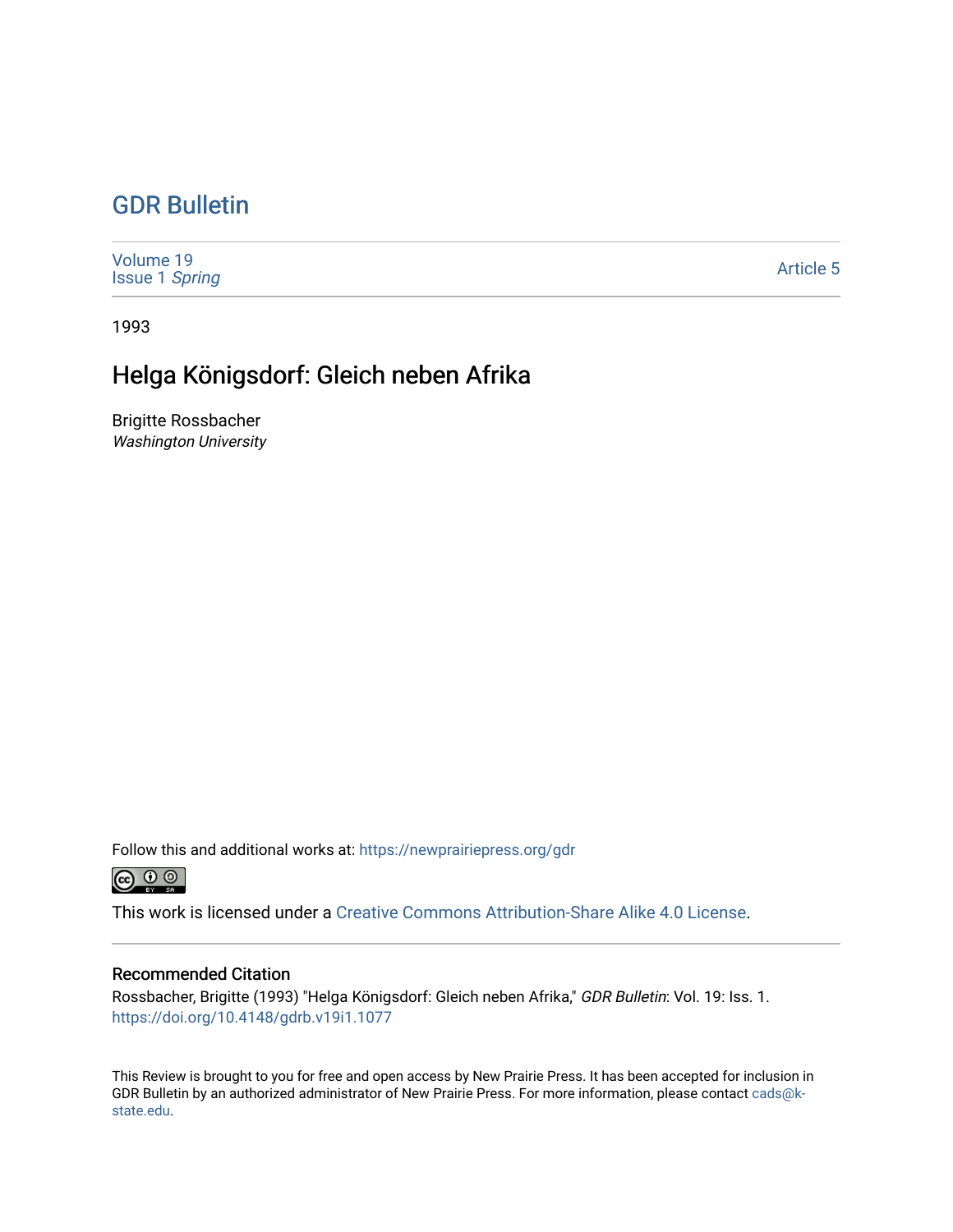# GDR Bulletin

Volume 19
Issue 1 *Spring*

Article 5

1993

## Helga Königsdorf: Gleich neben Afrika

Brigitte Rossbacher
*Washington University*

Follow this and additional works at: https://newprairiepress.org/gdr

This work is licensed under a Creative Commons Attribution-Share Alike 4.0 License.

### Recommended Citation

Rossbacher, Brigitte (1993) "Helga Königsdorf: Gleich neben Afrika," *GDR Bulletin*: Vol. 19: Iss. 1. https://doi.org/10.4148/gdrb.v19i1.1077

This Review is brought to you for free and open access by New Prairie Press. It has been accepted for inclusion in GDR Bulletin by an authorized administrator of New Prairie Press. For more information, please contact cads@k-state.edu.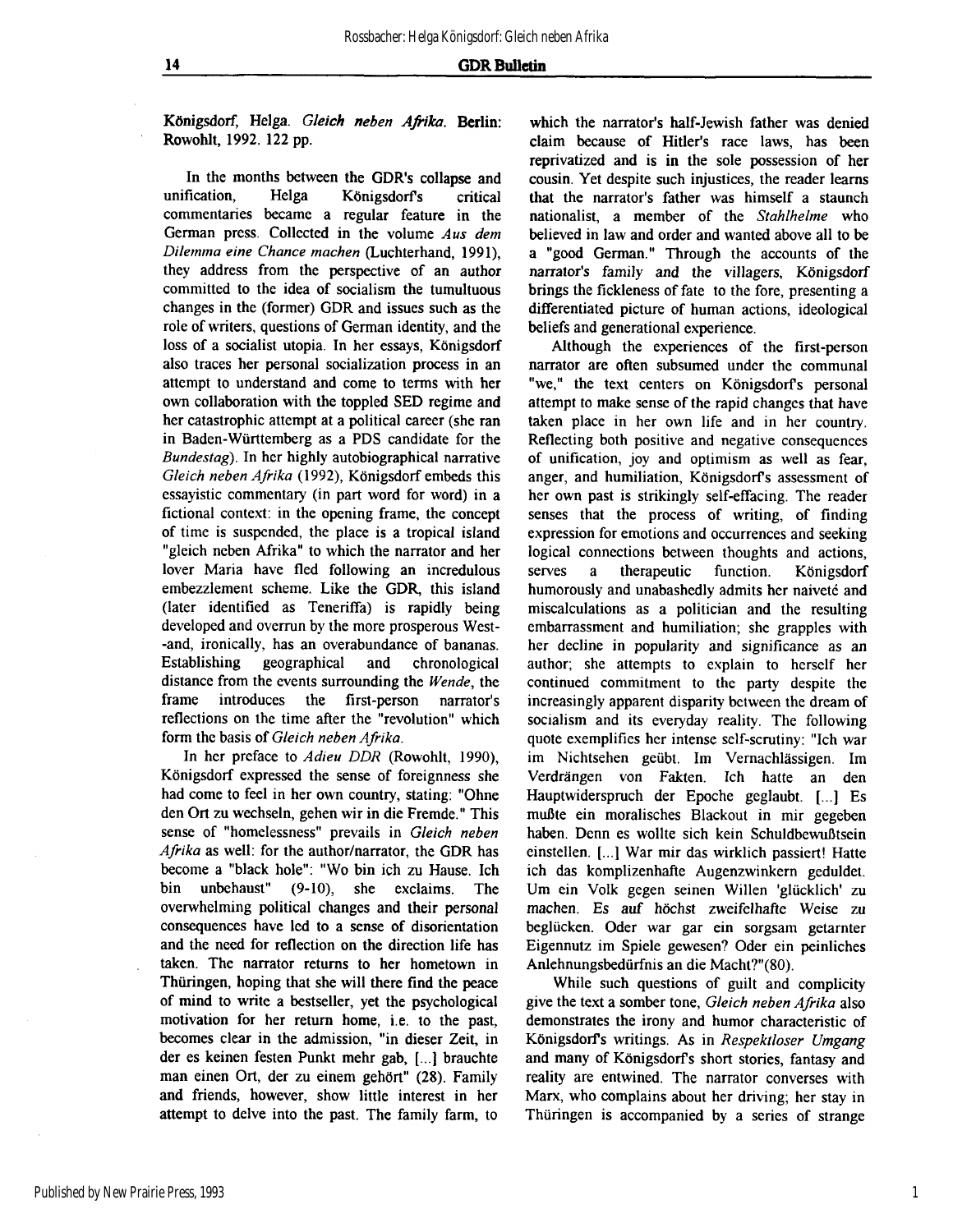Königsdorf, Helga. *Gleich neben Afrika*. Berlin: Rowohlt, 1992. 122 pp.

In the months between the GDR's collapse and unification, Helga Königsdorf's critical commentaries became a regular feature in the German press. Collected in the volume *Aus dem Dilemma eine Chance machen* (Luchterhand, 1991), they address from the perspective of an author committed to the idea of socialism the tumultuous changes in the (former) GDR and issues such as the role of writers, questions of German identity, and the loss of a socialist utopia. In her essays, Königsdorf also traces her personal socialization process in an attempt to understand and come to terms with her own collaboration with the toppled SED regime and her catastrophic attempt at a political career (she ran in Baden-Württemberg as a PDS candidate for the *Bundestag*). In her highly autobiographical narrative *Gleich neben Afrika* (1992), Königsdorf embeds this essayistic commentary (in part word for word) in a fictional context: in the opening frame, the concept of time is suspended, the place is a tropical island "gleich neben Afrika" to which the narrator and her lover Maria have fled following an incredulous embezzlement scheme. Like the GDR, this island (later identified as Teneriffa) is rapidly being developed and overrun by the more prosperous West--and, ironically, has an overabundance of bananas. Establishing geographical and chronological distance from the events surrounding the *Wende*, the frame introduces the first-person narrator's reflections on the time after the "revolution" which form the basis of *Gleich neben Afrika*.

In her preface to *Adieu DDR* (Rowohlt, 1990), Königsdorf expressed the sense of foreignness she had come to feel in her own country, stating: "Ohne den Ort zu wechseln, gehen wir in die Fremde." This sense of "homelessness" prevails in *Gleich neben Afrika* as well: for the author/narrator, the GDR has become a "black hole": "Wo bin ich zu Hause. Ich bin unbehaust" (9-10), she exclaims. The overwhelming political changes and their personal consequences have led to a sense of disorientation and the need for reflection on the direction life has taken. The narrator returns to her hometown in Thüringen, hoping that she will there find the peace of mind to write a bestseller, yet the psychological motivation for her return home, i.e. to the past, becomes clear in the admission, "in dieser Zeit, in der es keinen festen Punkt mehr gab, [...] brauchte man einen Ort, der zu einem gehört" (28). Family and friends, however, show little interest in her attempt to delve into the past. The family farm, to which the narrator's half-Jewish father was denied claim because of Hitler's race laws, has been reprivatized and is in the sole possession of her cousin. Yet despite such injustices, the reader learns that the narrator's father was himself a staunch nationalist, a member of the *Stahlhelme* who believed in law and order and wanted above all to be a "good German." Through the accounts of the narrator's family and the villagers, Königsdorf brings the fickleness of fate to the fore, presenting a differentiated picture of human actions, ideological beliefs and generational experience.

Although the experiences of the first-person narrator are often subsumed under the communal "we," the text centers on Königsdorf's personal attempt to make sense of the rapid changes that have taken place in her own life and in her country. Reflecting both positive and negative consequences of unification, joy and optimism as well as fear, anger, and humiliation, Königsdorf's assessment of her own past is strikingly self-effacing. The reader senses that the process of writing, of finding expression for emotions and occurrences and seeking logical connections between thoughts and actions, serves a therapeutic function. Königsdorf humorously and unabashedly admits her naiveté and miscalculations as a politician and the resulting embarrassment and humiliation; she grapples with her decline in popularity and significance as an author; she attempts to explain to herself her continued commitment to the party despite the increasingly apparent disparity between the dream of socialism and its everyday reality. The following quote exemplifies her intense self-scrutiny: "Ich war im Nichtsehen geübt. Im Vernachlässigen. Im Verdrängen von Fakten. Ich hatte an den Hauptwiderspruch der Epoche geglaubt. [...] Es mußte ein moralisches Blackout in mir gegeben haben. Denn es wollte sich kein Schuldbewußtsein einstellen. [...] War mir das wirklich passiert! Hatte ich das komplizenhafte Augenzwinkern geduldet. Um ein Volk gegen seinen Willen 'glücklich' zu machen. Es auf höchst zweifelhafte Weise zu beglücken. Oder war gar ein sorgsam getarnter Eigennutz im Spiele gewesen? Oder ein peinliches Anlehnungsbedürfnis an die Macht?"(80).

While such questions of guilt and complicity give the text a somber tone, *Gleich neben Afrika* also demonstrates the irony and humor characteristic of Königsdorf's writings. As in *Respektloser Umgang* and many of Königsdorf's short stories, fantasy and reality are entwined. The narrator converses with Marx, who complains about her driving; her stay in Thüringen is accompanied by a series of strange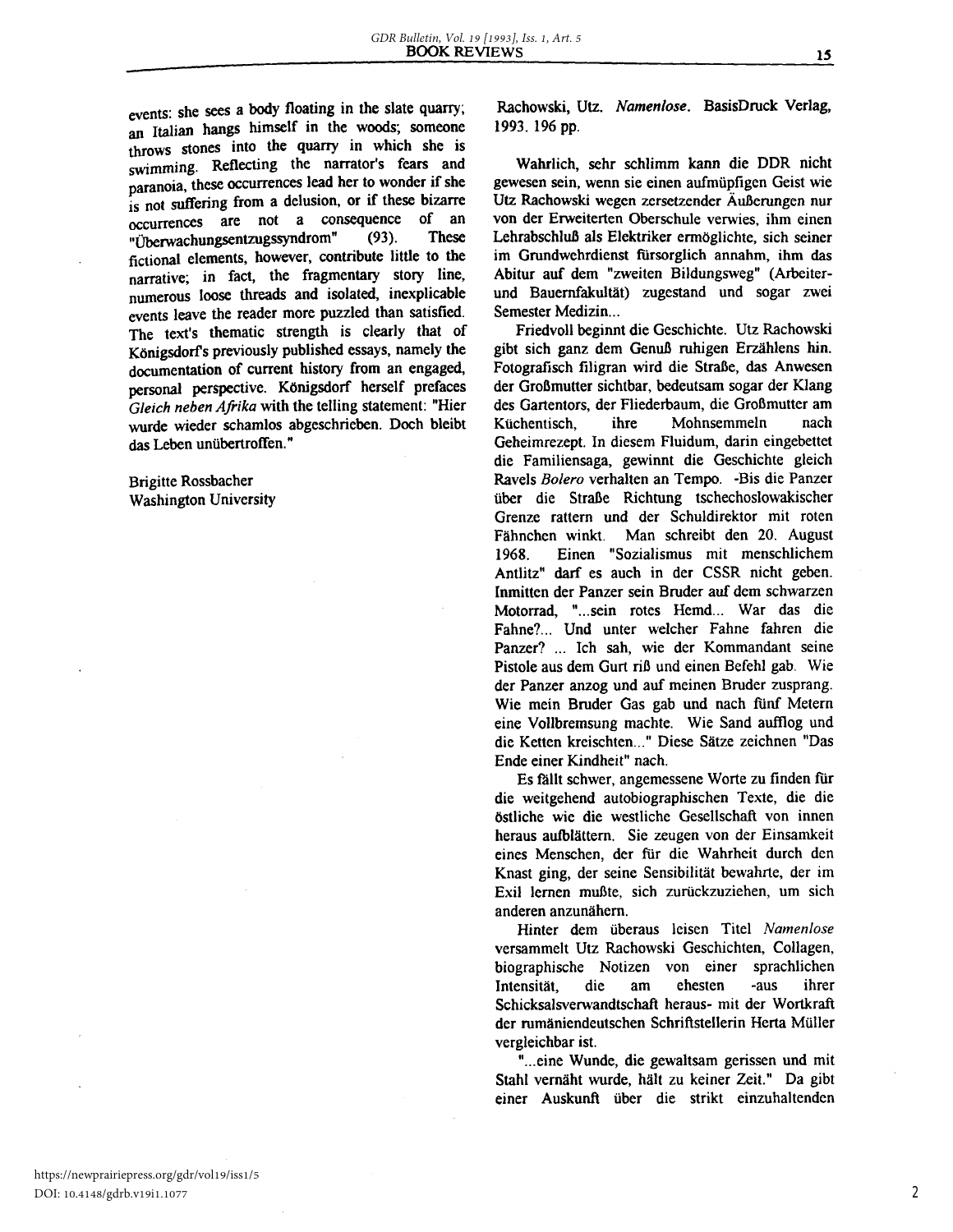events: she sees a body floating in the slate quarry; an Italian hangs himself in the woods; someone throws stones into the quarry in which she is swimming. Reflecting the narrator's fears and paranoia, these occurrences lead her to wonder if she is not suffering from a delusion, or if these bizarre occurrences are not a consequence of an "Überwachungsentzugssyndrom" (93). These fictional elements, however, contribute little to the narrative; in fact, the fragmentary story line, numerous loose threads and isolated, inexplicable events leave the reader more puzzled than satisfied. The text's thematic strength is clearly that of Königsdorf's previously published essays, namely the documentation of current history from an engaged, personal perspective. Königsdorf herself prefaces *Gleich neben Afrika* with the telling statement: "Hier wurde wieder schamlos abgeschrieben. Doch bleibt das Leben unübertroffen."

Brigitte Rossbacher
Washington University

Rachowski, Utz. *Namenlose*. BasisDruck Verlag, 1993. 196 pp.

Wahrlich, sehr schlimm kann die DDR nicht gewesen sein, wenn sie einen aufmüpfigen Geist wie Utz Rachowski wegen zersetzender Äußerungen nur von der Erweiterten Oberschule verwies, ihm einen Lehrabschluß als Elektriker ermöglichte, sich seiner im Grundwehrdienst fürsorglich annahm, ihm das Abitur auf dem "zweiten Bildungsweg" (Arbeiter- und Bauernfakultät) zugestand und sogar zwei Semester Medizin...

Friedvoll beginnt die Geschichte. Utz Rachowski gibt sich ganz dem Genuß ruhigen Erzählens hin. Fotografisch filigran wird die Straße, das Anwesen der Großmutter sichtbar, bedeutsam sogar der Klang des Gartentors, der Fliederbaum, die Großmutter am Küchentisch, ihre Mohnsemmeln nach Geheimrezept. In diesem Fluidum, darin eingebettet die Familiensaga, gewinnt die Geschichte gleich Ravels *Bolero* verhalten an Tempo. -Bis die Panzer über die Straße Richtung tschechoslowakischer Grenze rattern und der Schuldirektor mit roten Fähnchen winkt. Man schreibt den 20. August 1968. Einen "Sozialismus mit menschlichem Antlitz" darf es auch in der CSSR nicht geben. Inmitten der Panzer sein Bruder auf dem schwarzen Motorrad, "...sein rotes Hemd... War das die Fahne?... Und unter welcher Fahne fahren die Panzer? ... Ich sah, wie der Kommandant seine Pistole aus dem Gurt riß und einen Befehl gab. Wie der Panzer anzog und auf meinen Bruder zusprang. Wie mein Bruder Gas gab und nach fünf Metern eine Vollbremsung machte. Wie Sand aufflog und die Ketten kreischten..." Diese Sätze zeichnen "Das Ende einer Kindheit" nach.

Es fällt schwer, angemessene Worte zu finden für die weitgehend autobiographischen Texte, die die östliche wie die westliche Gesellschaft von innen heraus aufblättern. Sie zeugen von der Einsamkeit eines Menschen, der für die Wahrheit durch den Knast ging, der seine Sensibilität bewahrte, der im Exil lernen mußte, sich zurückzuziehen, um sich anderen anzunähern.

Hinter dem überaus leisen Titel *Namenlose* versammelt Utz Rachowski Geschichten, Collagen, biographische Notizen von einer sprachlichen Intensität, die am ehesten -aus ihrer Schicksalsverwandtschaft heraus- mit der Wortkraft der rumäniendeutschen Schriftstellerin Herta Müller vergleichbar ist.

"...eine Wunde, die gewaltsam gerissen und mit Stahl vernäht wurde, hält zu keiner Zeit." Da gibt einer Auskunft über die strikt einzuhaltenden